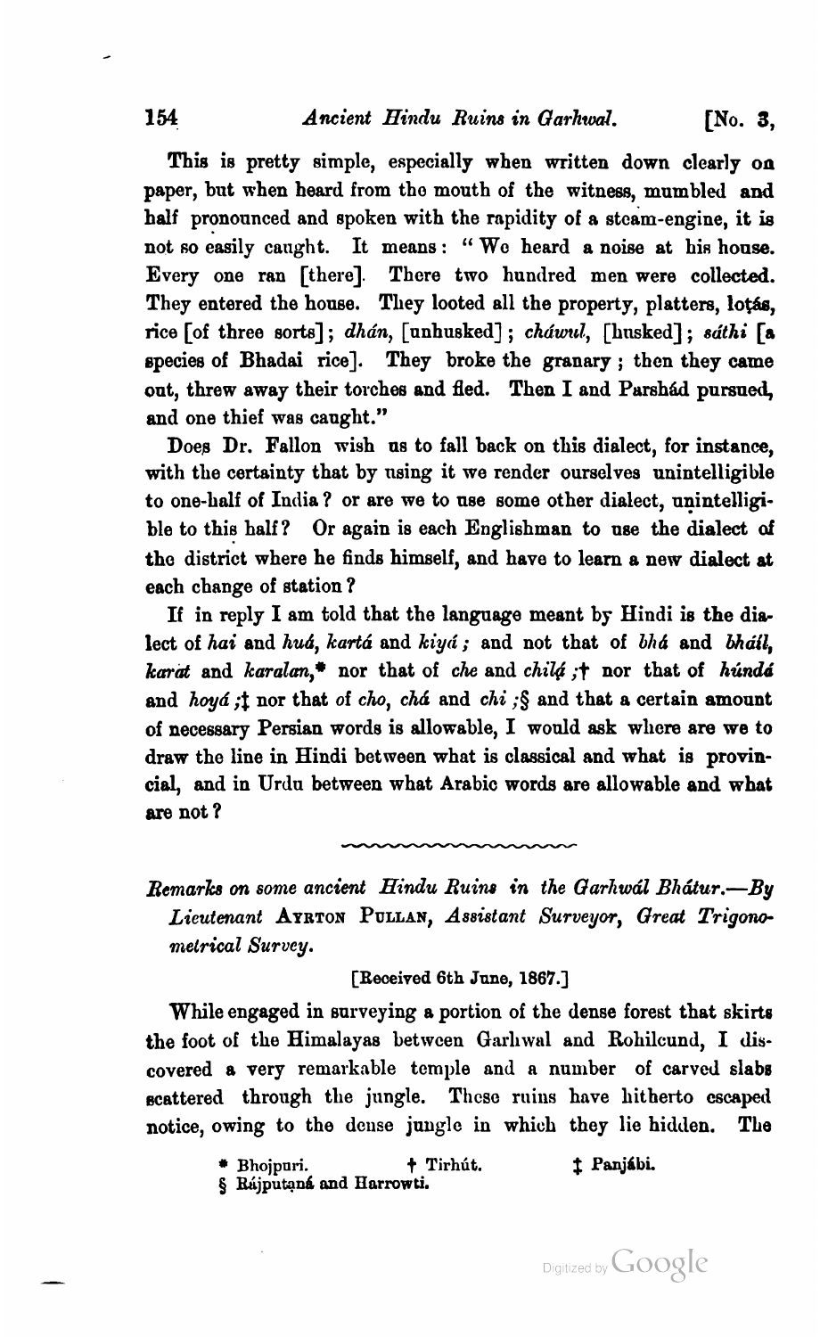This is pretty simple, especially when written down clearly on paper, but when heard from the mouth of the witness, mumbled and half pronounced and spoken with the rapidity of a steam-engine, it is not so easily caught. It means: "We heard a noise at his house. Every one ran [there]. There two hundred men were collected. They entered the house. They looted all the property, platters, loṭás, rice [of three sorts]; *dhán*, [unhusked]; *cháwul*, [husked]; *sáthi* [a species of Bhadai rice]. They broke the granary; then they came out, threw away their torches and fled. Then I and Parshád pursued, and one thief was caught."

Does Dr. Fallon wish us to fall back on this dialect, for instance, with the certainty that by using it we render ourselves unintelligible to one-half of India? or are we to use some other dialect, unintelligible to this half? Or again is each Englishman to use the dialect of the district where he finds himself, and have to learn a new dialect at each change of station?

If in reply I am told that the language meant by Hindi is the dialect of *hai* and *huá*, *kartá* and *kiyá*; and not that of *bhá* and *bháil*, *karat* and *karalan*,* nor that of *che* and *chilá*;† nor that of *húndá* and *hoyá*;‡ nor that of *cho*, *chá* and *chi*;§ and that a certain amount of necessary Persian words is allowable, I would ask where are we to draw the line in Hindi between what is classical and what is provincial, and in Urdu between what Arabic words are allowable and what are not?

---

## *Remarks on some ancient Hindu Ruins in the Garhwál Bhátur.—By Lieutenant* Ayrton Pullan, *Assistant Surveyor, Great Trigonometrical Survey.*

[Received 6th June, 1867.]

While engaged in surveying a portion of the dense forest that skirts the foot of the Himalayas between Garhwal and Rohilcund, I discovered a very remarkable temple and a number of carved slabs scattered through the jungle. These ruins have hitherto escaped notice, owing to the dense jungle in which they lie hidden. The

\* Bhojpuri. † Tirhút. ‡ Panjábi.
§ Rájputaná and Harrowti.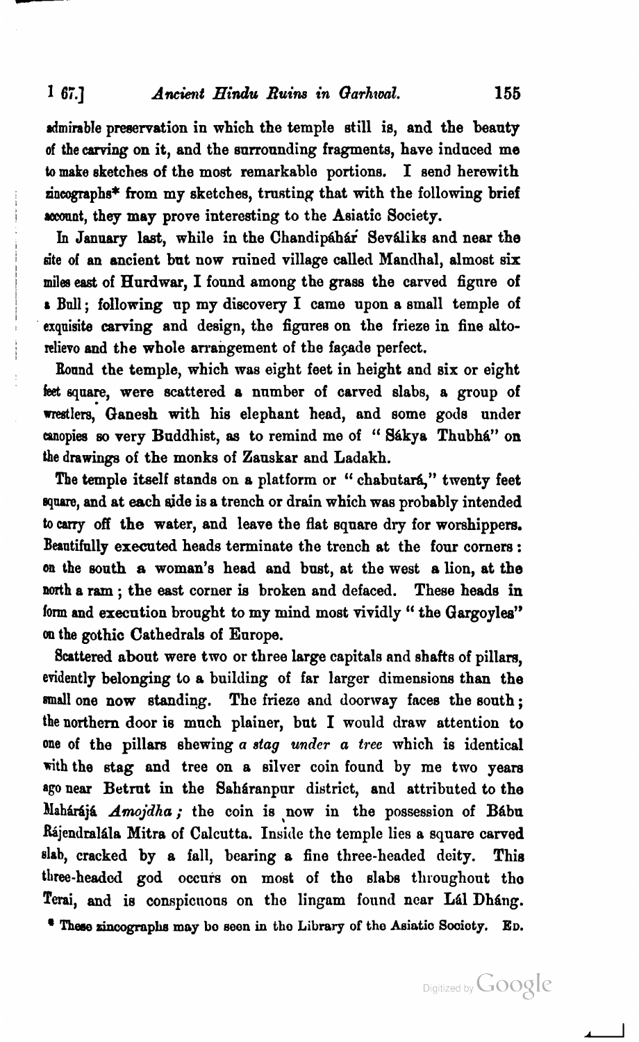admirable preservation in which the temple still is, and the beauty of the carving on it, and the surrounding fragments, have induced me to make sketches of the most remarkable portions. I send herewith zincographs* from my sketches, trusting that with the following brief account, they may prove interesting to the Asiatic Society.

In January last, while in the Chandipáhár Sevâliks and near the site of an ancient but now ruined village called Mandhal, almost six miles east of Hurdwar, I found among the grass the carved figure of a Bull; following up my discovery I came upon a small temple of exquisite carving and design, the figures on the frieze in fine alto-relievo and the whole arrangement of the façade perfect.

Round the temple, which was eight feet in height and six or eight feet square, were scattered a number of carved slabs, a group of wrestlers, Ganesh with his elephant head, and some gods under canopies so very Buddhist, as to remind me of "Sákya Thubhá" on the drawings of the monks of Zauskar and Ladakh.

The temple itself stands on a platform or "chabutará," twenty feet square, and at each side is a trench or drain which was probably intended to carry off the water, and leave the flat square dry for worshippers. Beautifully executed heads terminate the trench at the four corners: on the south a woman's head and bust, at the west a lion, at the north a ram; the east corner is broken and defaced. These heads in form and execution brought to my mind most vividly "the Gargoyles" on the gothic Cathedrals of Europe.

Scattered about were two or three large capitals and shafts of pillars, evidently belonging to a building of far larger dimensions than the small one now standing. The frieze and doorway faces the south; the northern door is much plainer, but I would draw attention to one of the pillars shewing *a stag under a tree* which is identical with the stag and tree on a silver coin found by me two years ago near Betrut in the Sahâranpur district, and attributed to the Mahárájá *Amojdha;* the coin is now in the possession of Bábu Rájendralála Mitra of Calcutta. Inside the temple lies a square carved slab, cracked by a fall, bearing a fine three-headed deity. This three-headed god occurs on most of the slabs throughout the Terai, and is conspicuous on the lingam found near Lál Dháng.

* These zincographs may be seen in the Library of the Asiatic Society. Ed.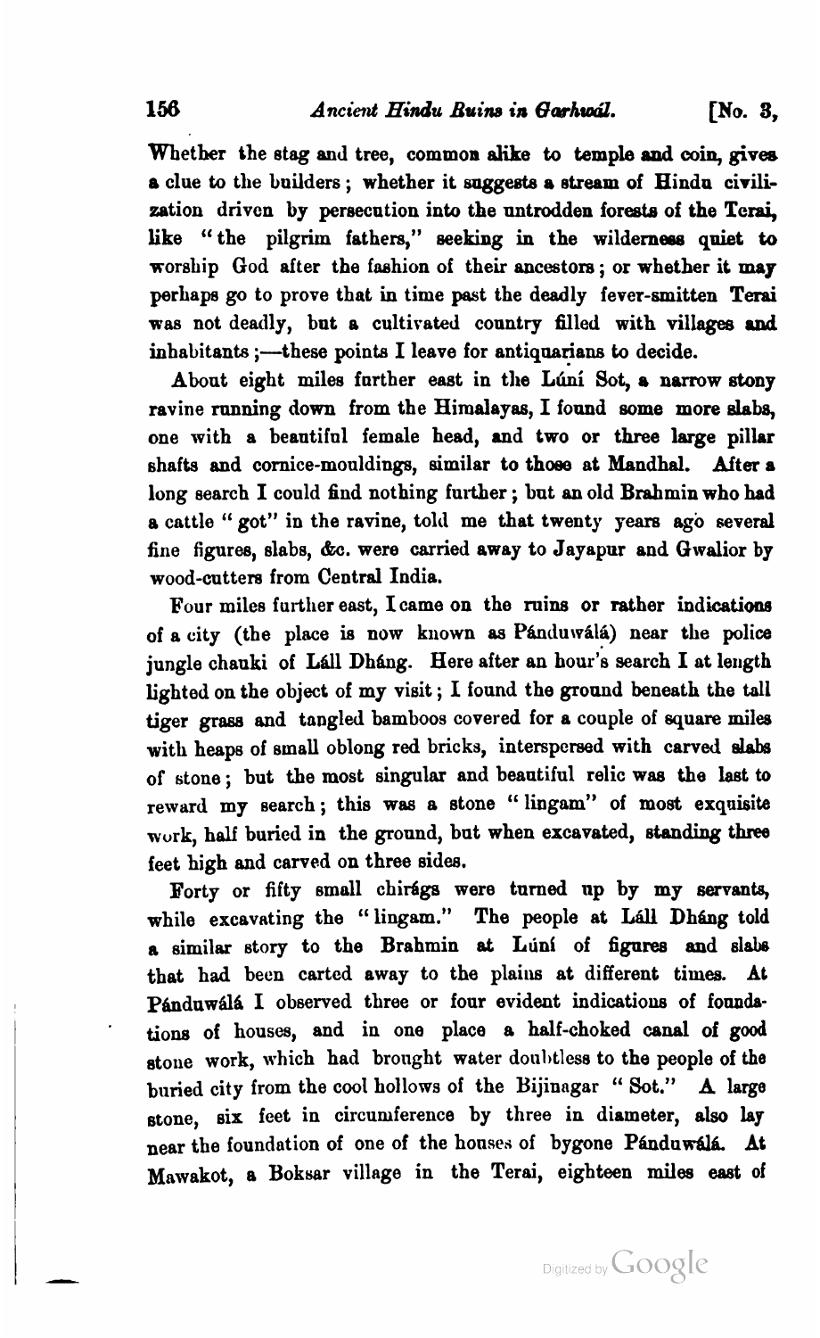Whether the stag and tree, common alike to temple and coin, gives a clue to the builders; whether it suggests a stream of Hindu civilization driven by persecution into the untrodden forests of the Terai, like "the pilgrim fathers," seeking in the wilderness quiet to worship God after the fashion of their ancestors; or whether it may perhaps go to prove that in time past the deadly fever-smitten Terai was not deadly, but a cultivated country filled with villages and inhabitants;—these points I leave for antiquarians to decide.

About eight miles further east in the Lúní Sot, a narrow stony ravine running down from the Himalayas, I found some more slabs, one with a beautiful female head, and two or three large pillar shafts and cornice-mouldings, similar to those at Mandhal. After a long search I could find nothing further; but an old Brahmin who had a cattle "got" in the ravine, told me that twenty years ago several fine figures, slabs, &c. were carried away to Jayapur and Gwalior by wood-cutters from Central India.

Four miles further east, I came on the ruins or rather indications of a city (the place is now known as Pánduwálá) near the police jungle chauki of Láll Dháng. Here after an hour's search I at length lighted on the object of my visit; I found the ground beneath the tall tiger grass and tangled bamboos covered for a couple of square miles with heaps of small oblong red bricks, interspersed with carved slabs of stone; but the most singular and beautiful relic was the last to reward my search; this was a stone "lingam" of most exquisite work, half buried in the ground, but when excavated, standing three feet high and carved on three sides.

Forty or fifty small chirágs were turned up by my servants, while excavating the "lingam." The people at Láll Dháng told a similar story to the Brahmin at Lúní of figures and slabs that had been carted away to the plains at different times. At Pánduwálá I observed three or four evident indications of foundations of houses, and in one place a half-choked canal of good stone work, which had brought water doubtless to the people of the buried city from the cool hollows of the Bijinagar "Sot." A large stone, six feet in circumference by three in diameter, also lay near the foundation of one of the houses of bygone Pánduwálá. At Mawakot, a Boksar village in the Terai, eighteen miles east of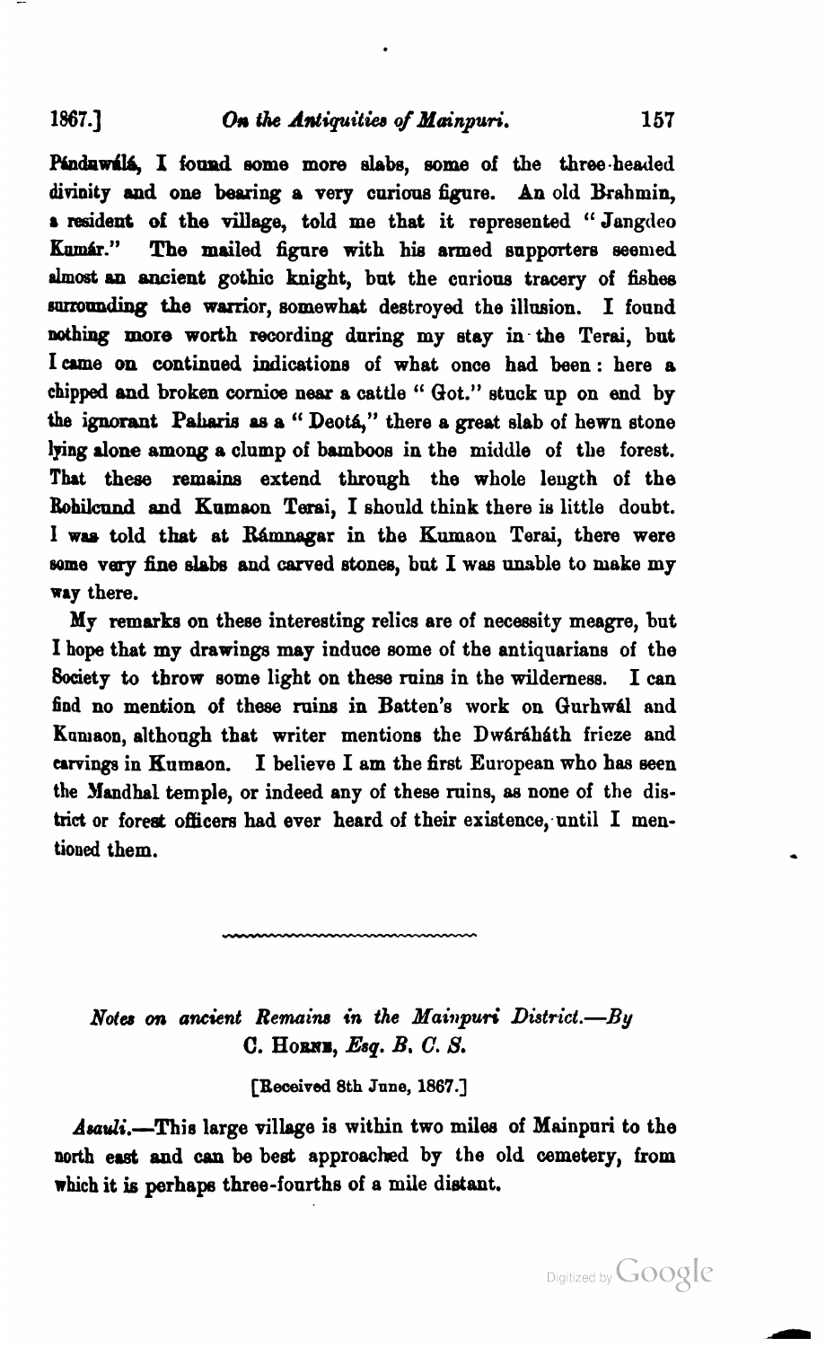Pándawálá, I found some more slabs, some of the three-headed divinity and one bearing a very curious figure. An old Brahmin, a resident of the village, told me that it represented "Jangdeo Kumár." The mailed figure with his armed supporters seemed almost an ancient gothic knight, but the curious tracery of fishes surrounding the warrior, somewhat destroyed the illusion. I found nothing more worth recording during my stay in the Terai, but I came on continued indications of what once had been: here a chipped and broken cornice near a cattle "Got." stuck up on end by the ignorant Paharis as a "Deotá," there a great slab of hewn stone lying alone among a clump of bamboos in the middle of the forest. That these remains extend through the whole length of the Rohilcund and Kumaon Terai, I should think there is little doubt. I was told that at Rámnagar in the Kumaon Terai, there were some very fine slabs and carved stones, but I was unable to make my way there.

My remarks on these interesting relics are of necessity meagre, but I hope that my drawings may induce some of the antiquarians of the Society to throw some light on these ruins in the wilderness. I can find no mention of these ruins in Batten's work on Gurhwál and Kumaon, although that writer mentions the Dwáráháth frieze and carvings in Kumaon. I believe I am the first European who has seen the Mandhal temple, or indeed any of these ruins, as none of the district or forest officers had ever heard of their existence, until I mentioned them.

---

## *Notes on ancient Remains in the Mainpuri District.—By* C. Horne, *Esq. B. C. S.*

[Received 8th June, 1867.]

*Asauli.*—This large village is within two miles of Mainpuri to the north east and can be best approached by the old cemetery, from which it is perhaps three-fourths of a mile distant.